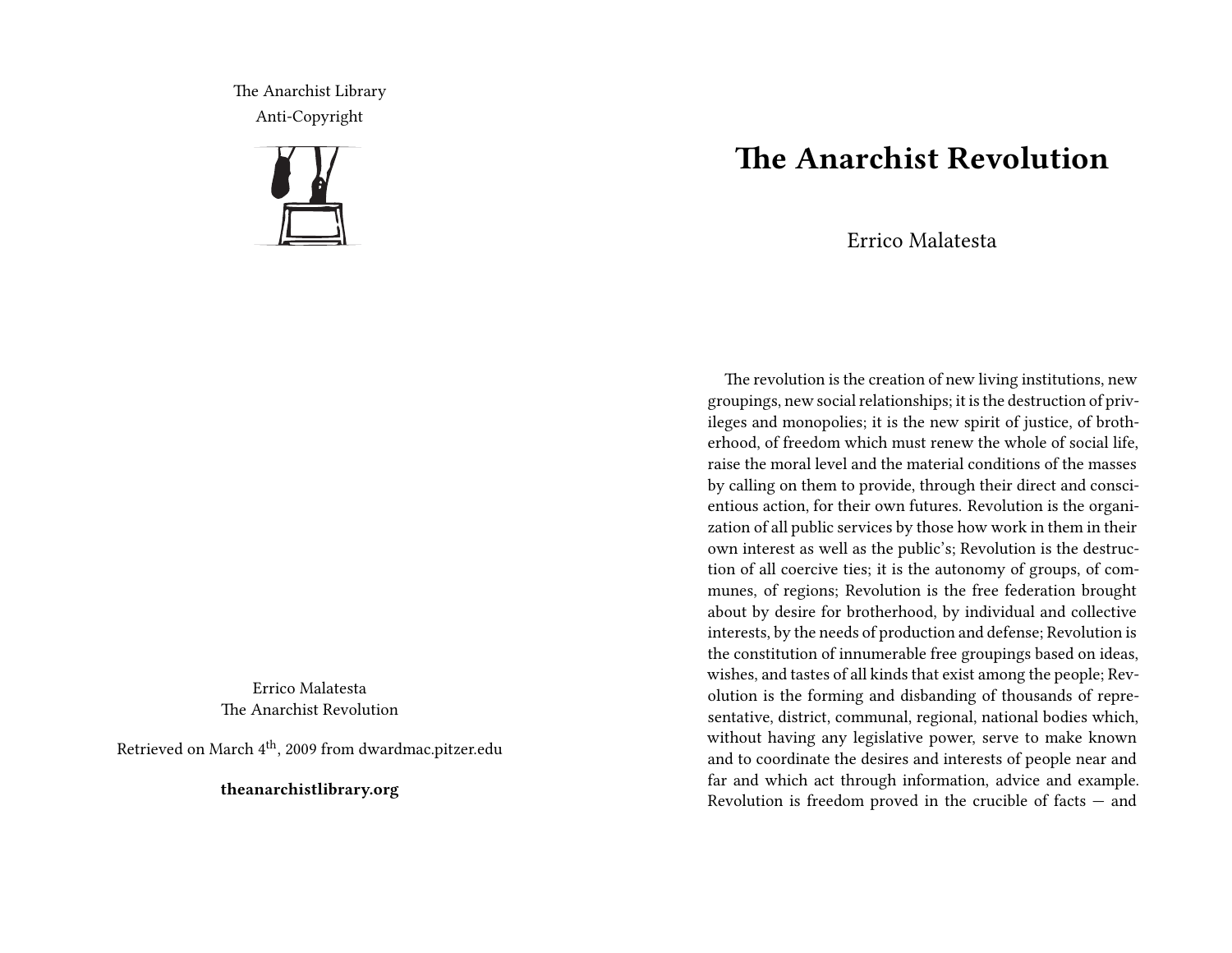The Anarchist Library
Anti-Copyright

Errico Malatesta
The Anarchist Revolution

Retrieved on March 4th, 2009 from dwardmac.pitzer.edu

**theanarchistlibrary.org**

# The Anarchist Revolution

Errico Malatesta

The revolution is the creation of new living institutions, new groupings, new social relationships; it is the destruction of privileges and monopolies; it is the new spirit of justice, of brotherhood, of freedom which must renew the whole of social life, raise the moral level and the material conditions of the masses by calling on them to provide, through their direct and conscientious action, for their own futures. Revolution is the organization of all public services by those how work in them in their own interest as well as the public's; Revolution is the destruction of all coercive ties; it is the autonomy of groups, of communes, of regions; Revolution is the free federation brought about by desire for brotherhood, by individual and collective interests, by the needs of production and defense; Revolution is the constitution of innumerable free groupings based on ideas, wishes, and tastes of all kinds that exist among the people; Revolution is the forming and disbanding of thousands of representative, district, communal, regional, national bodies which, without having any legislative power, serve to make known and to coordinate the desires and interests of people near and far and which act through information, advice and example. Revolution is freedom proved in the crucible of facts — and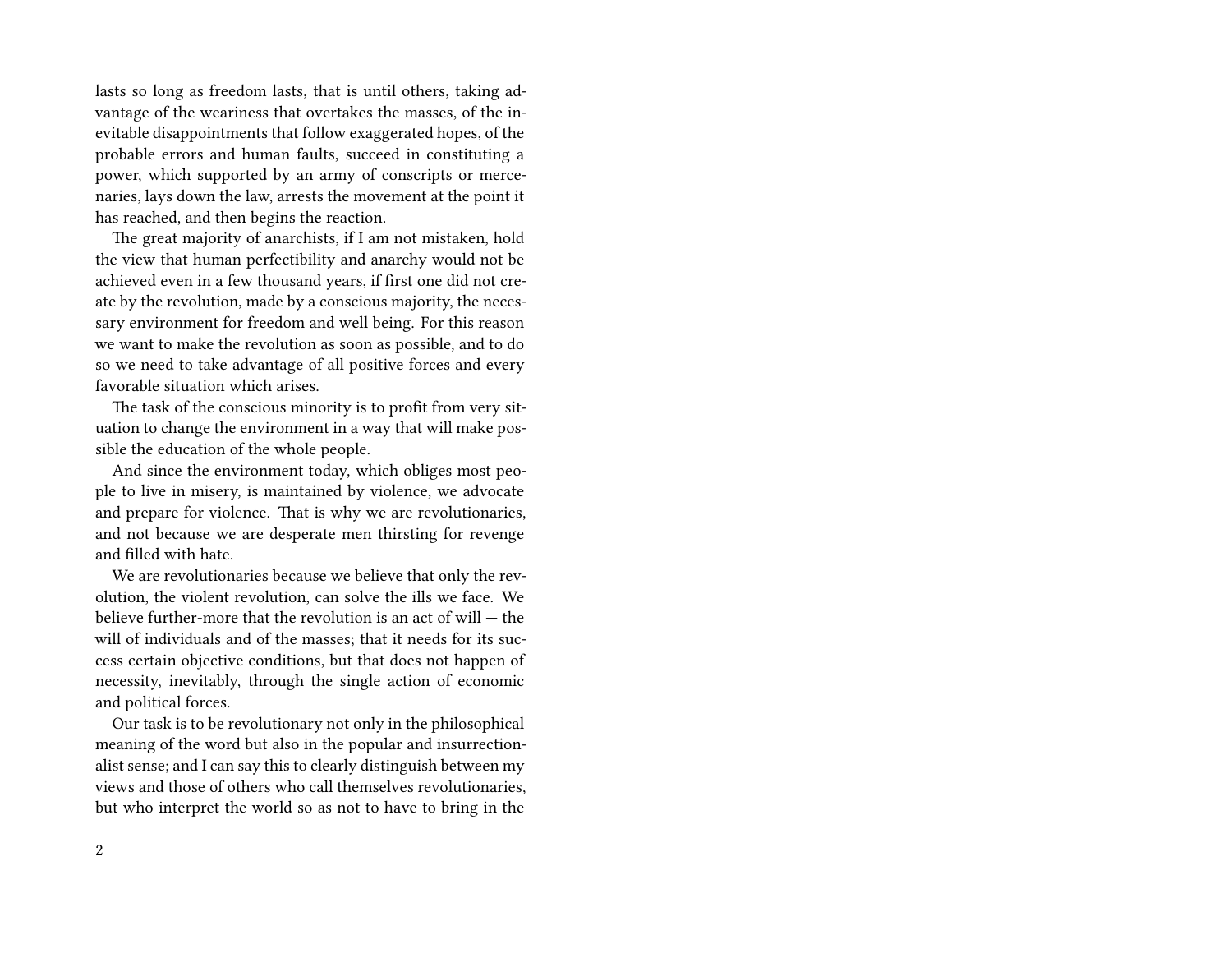lasts so long as freedom lasts, that is until others, taking advantage of the weariness that overtakes the masses, of the inevitable disappointments that follow exaggerated hopes, of the probable errors and human faults, succeed in constituting a power, which supported by an army of conscripts or mercenaries, lays down the law, arrests the movement at the point it has reached, and then begins the reaction.

The great majority of anarchists, if I am not mistaken, hold the view that human perfectibility and anarchy would not be achieved even in a few thousand years, if first one did not create by the revolution, made by a conscious majority, the necessary environment for freedom and well being. For this reason we want to make the revolution as soon as possible, and to do so we need to take advantage of all positive forces and every favorable situation which arises.

The task of the conscious minority is to profit from very situation to change the environment in a way that will make possible the education of the whole people.

And since the environment today, which obliges most people to live in misery, is maintained by violence, we advocate and prepare for violence. That is why we are revolutionaries, and not because we are desperate men thirsting for revenge and filled with hate.

We are revolutionaries because we believe that only the revolution, the violent revolution, can solve the ills we face. We believe further-more that the revolution is an act of will — the will of individuals and of the masses; that it needs for its success certain objective conditions, but that does not happen of necessity, inevitably, through the single action of economic and political forces.

Our task is to be revolutionary not only in the philosophical meaning of the word but also in the popular and insurrectionalist sense; and I can say this to clearly distinguish between my views and those of others who call themselves revolutionaries, but who interpret the world so as not to have to bring in the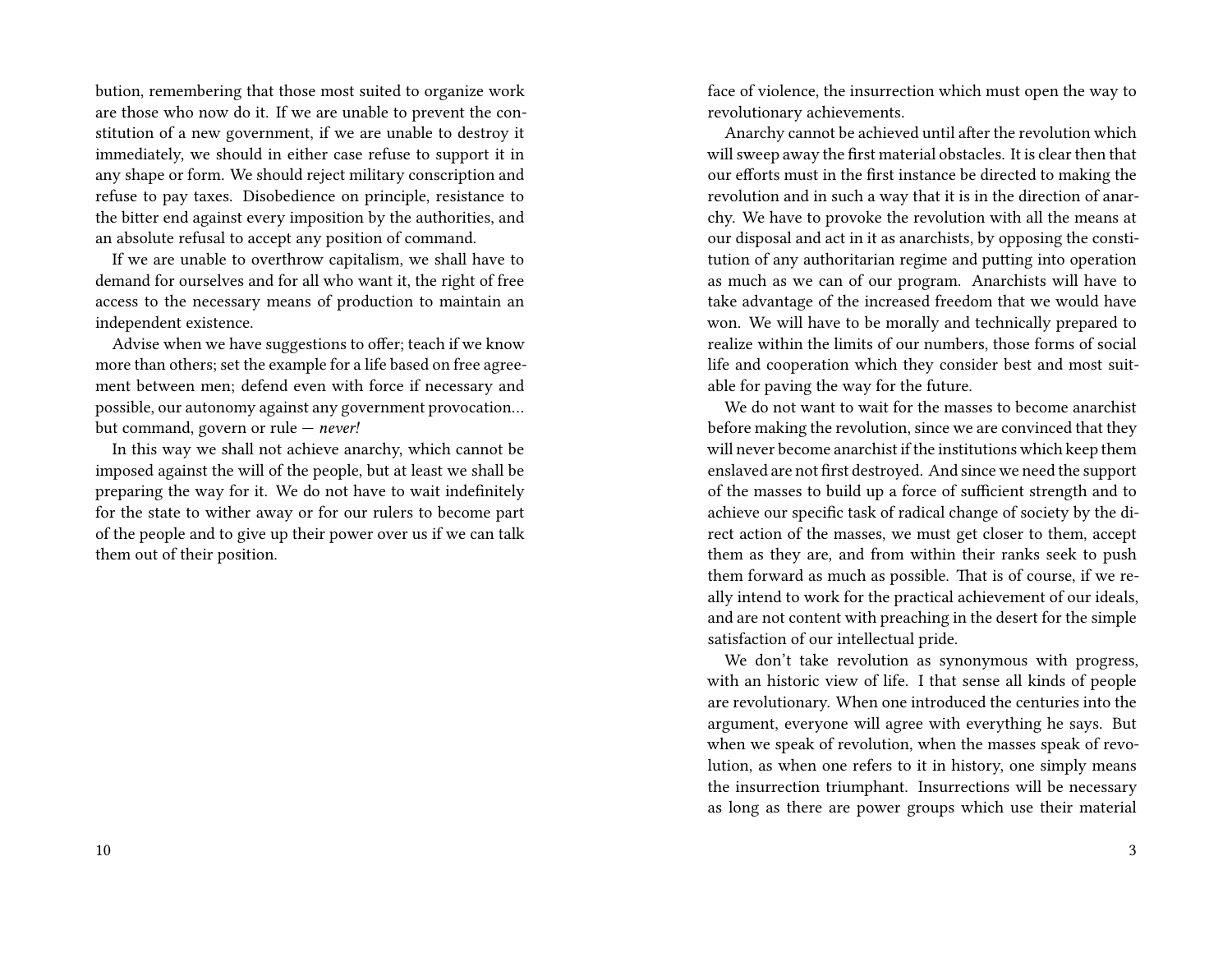bution, remembering that those most suited to organize work are those who now do it. If we are unable to prevent the constitution of a new government, if we are unable to destroy it immediately, we should in either case refuse to support it in any shape or form. We should reject military conscription and refuse to pay taxes. Disobedience on principle, resistance to the bitter end against every imposition by the authorities, and an absolute refusal to accept any position of command.

If we are unable to overthrow capitalism, we shall have to demand for ourselves and for all who want it, the right of free access to the necessary means of production to maintain an independent existence.

Advise when we have suggestions to offer; teach if we know more than others; set the example for a life based on free agreement between men; defend even with force if necessary and possible, our autonomy against any government provocation… but command, govern or rule — *never!*

In this way we shall not achieve anarchy, which cannot be imposed against the will of the people, but at least we shall be preparing the way for it. We do not have to wait indefinitely for the state to wither away or for our rulers to become part of the people and to give up their power over us if we can talk them out of their position.

face of violence, the insurrection which must open the way to revolutionary achievements.

Anarchy cannot be achieved until after the revolution which will sweep away the first material obstacles. It is clear then that our efforts must in the first instance be directed to making the revolution and in such a way that it is in the direction of anarchy. We have to provoke the revolution with all the means at our disposal and act in it as anarchists, by opposing the constitution of any authoritarian regime and putting into operation as much as we can of our program. Anarchists will have to take advantage of the increased freedom that we would have won. We will have to be morally and technically prepared to realize within the limits of our numbers, those forms of social life and cooperation which they consider best and most suitable for paving the way for the future.

We do not want to wait for the masses to become anarchist before making the revolution, since we are convinced that they will never become anarchist if the institutions which keep them enslaved are not first destroyed. And since we need the support of the masses to build up a force of sufficient strength and to achieve our specific task of radical change of society by the direct action of the masses, we must get closer to them, accept them as they are, and from within their ranks seek to push them forward as much as possible. That is of course, if we really intend to work for the practical achievement of our ideals, and are not content with preaching in the desert for the simple satisfaction of our intellectual pride.

We don't take revolution as synonymous with progress, with an historic view of life. I that sense all kinds of people are revolutionary. When one introduced the centuries into the argument, everyone will agree with everything he says. But when we speak of revolution, when the masses speak of revolution, as when one refers to it in history, one simply means the insurrection triumphant. Insurrections will be necessary as long as there are power groups which use their material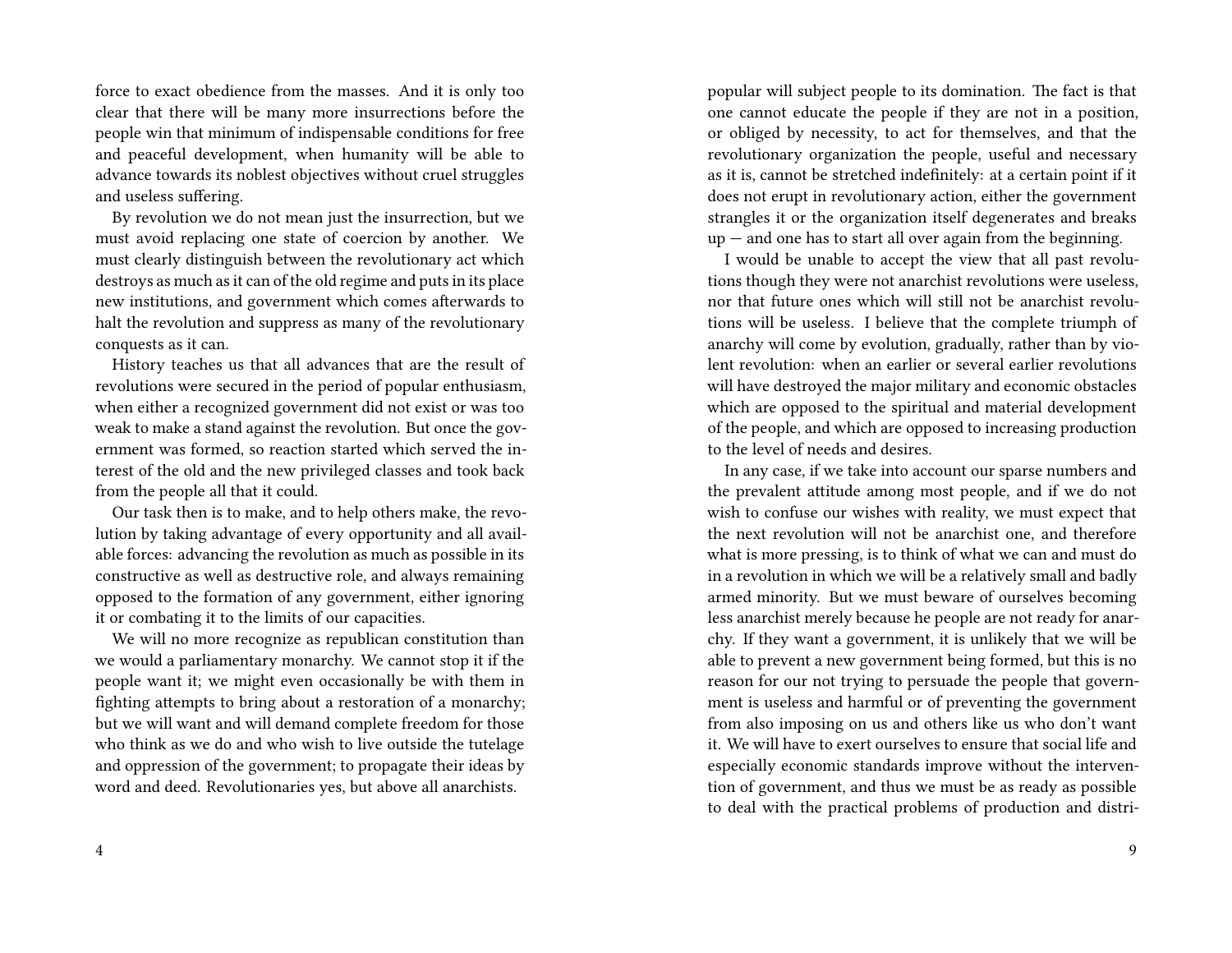force to exact obedience from the masses. And it is only too clear that there will be many more insurrections before the people win that minimum of indispensable conditions for free and peaceful development, when humanity will be able to advance towards its noblest objectives without cruel struggles and useless suffering.

By revolution we do not mean just the insurrection, but we must avoid replacing one state of coercion by another. We must clearly distinguish between the revolutionary act which destroys as much as it can of the old regime and puts in its place new institutions, and government which comes afterwards to halt the revolution and suppress as many of the revolutionary conquests as it can.

History teaches us that all advances that are the result of revolutions were secured in the period of popular enthusiasm, when either a recognized government did not exist or was too weak to make a stand against the revolution. But once the government was formed, so reaction started which served the interest of the old and the new privileged classes and took back from the people all that it could.

Our task then is to make, and to help others make, the revolution by taking advantage of every opportunity and all available forces: advancing the revolution as much as possible in its constructive as well as destructive role, and always remaining opposed to the formation of any government, either ignoring it or combating it to the limits of our capacities.

We will no more recognize as republican constitution than we would a parliamentary monarchy. We cannot stop it if the people want it; we might even occasionally be with them in fighting attempts to bring about a restoration of a monarchy; but we will want and will demand complete freedom for those who think as we do and who wish to live outside the tutelage and oppression of the government; to propagate their ideas by word and deed. Revolutionaries yes, but above all anarchists.

popular will subject people to its domination. The fact is that one cannot educate the people if they are not in a position, or obliged by necessity, to act for themselves, and that the revolutionary organization the people, useful and necessary as it is, cannot be stretched indefinitely: at a certain point if it does not erupt in revolutionary action, either the government strangles it or the organization itself degenerates and breaks up — and one has to start all over again from the beginning.

I would be unable to accept the view that all past revolutions though they were not anarchist revolutions were useless, nor that future ones which will still not be anarchist revolutions will be useless. I believe that the complete triumph of anarchy will come by evolution, gradually, rather than by violent revolution: when an earlier or several earlier revolutions will have destroyed the major military and economic obstacles which are opposed to the spiritual and material development of the people, and which are opposed to increasing production to the level of needs and desires.

In any case, if we take into account our sparse numbers and the prevalent attitude among most people, and if we do not wish to confuse our wishes with reality, we must expect that the next revolution will not be anarchist one, and therefore what is more pressing, is to think of what we can and must do in a revolution in which we will be a relatively small and badly armed minority. But we must beware of ourselves becoming less anarchist merely because he people are not ready for anarchy. If they want a government, it is unlikely that we will be able to prevent a new government being formed, but this is no reason for our not trying to persuade the people that government is useless and harmful or of preventing the government from also imposing on us and others like us who don't want it. We will have to exert ourselves to ensure that social life and especially economic standards improve without the intervention of government, and thus we must be as ready as possible to deal with the practical problems of production and distri-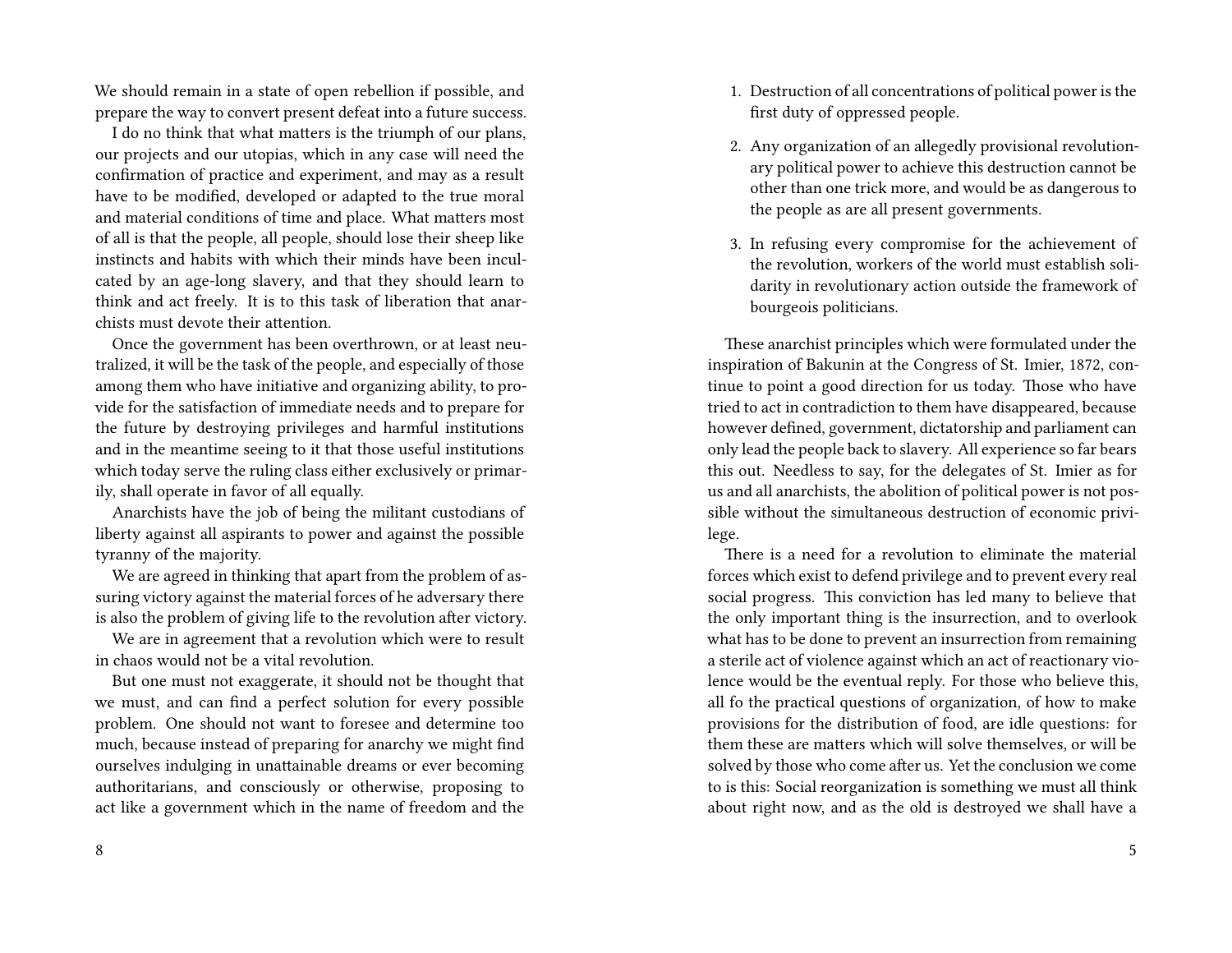1. Destruction of all concentrations of political power is the first duty of oppressed people.

2. Any organization of an allegedly provisional revolutionary political power to achieve this destruction cannot be other than one trick more, and would be as dangerous to the people as are all present governments.

3. In refusing every compromise for the achievement of the revolution, workers of the world must establish solidarity in revolutionary action outside the framework of bourgeois politicians.

These anarchist principles which were formulated under the inspiration of Bakunin at the Congress of St. Imier, 1872, continue to point a good direction for us today. Those who have tried to act in contradiction to them have disappeared, because however defined, government, dictatorship and parliament can only lead the people back to slavery. All experience so far bears this out. Needless to say, for the delegates of St. Imier as for us and all anarchists, the abolition of political power is not possible without the simultaneous destruction of economic privilege.

There is a need for a revolution to eliminate the material forces which exist to defend privilege and to prevent every real social progress. This conviction has led many to believe that the only important thing is the insurrection, and to overlook what has to be done to prevent an insurrection from remaining a sterile act of violence against which an act of reactionary violence would be the eventual reply. For those who believe this, all fo the practical questions of organization, of how to make provisions for the distribution of food, are idle questions: for them these are matters which will solve themselves, or will be solved by those who come after us. Yet the conclusion we come to is this: Social reorganization is something we must all think about right now, and as the old is destroyed we shall have a

We should remain in a state of open rebellion if possible, and prepare the way to convert present defeat into a future success.

I do no think that what matters is the triumph of our plans, our projects and our utopias, which in any case will need the confirmation of practice and experiment, and may as a result have to be modified, developed or adapted to the true moral and material conditions of time and place. What matters most of all is that the people, all people, should lose their sheep like instincts and habits with which their minds have been inculcated by an age-long slavery, and that they should learn to think and act freely. It is to this task of liberation that anarchists must devote their attention.

Once the government has been overthrown, or at least neutralized, it will be the task of the people, and especially of those among them who have initiative and organizing ability, to provide for the satisfaction of immediate needs and to prepare for the future by destroying privileges and harmful institutions and in the meantime seeing to it that those useful institutions which today serve the ruling class either exclusively or primarily, shall operate in favor of all equally.

Anarchists have the job of being the militant custodians of liberty against all aspirants to power and against the possible tyranny of the majority.

We are agreed in thinking that apart from the problem of assuring victory against the material forces of he adversary there is also the problem of giving life to the revolution after victory.

We are in agreement that a revolution which were to result in chaos would not be a vital revolution.

But one must not exaggerate, it should not be thought that we must, and can find a perfect solution for every possible problem. One should not want to foresee and determine too much, because instead of preparing for anarchy we might find ourselves indulging in unattainable dreams or ever becoming authoritarians, and consciously or otherwise, proposing to act like a government which in the name of freedom and the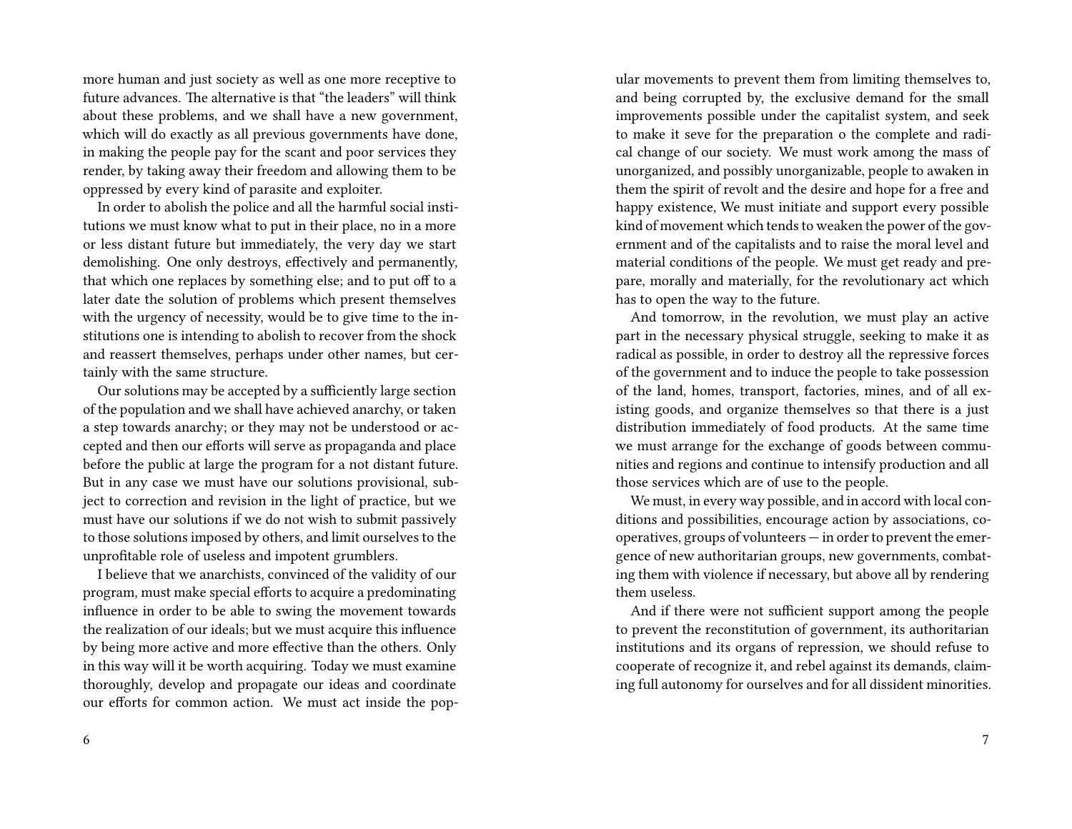more human and just society as well as one more receptive to future advances. The alternative is that "the leaders" will think about these problems, and we shall have a new government, which will do exactly as all previous governments have done, in making the people pay for the scant and poor services they render, by taking away their freedom and allowing them to be oppressed by every kind of parasite and exploiter.

In order to abolish the police and all the harmful social institutions we must know what to put in their place, no in a more or less distant future but immediately, the very day we start demolishing. One only destroys, effectively and permanently, that which one replaces by something else; and to put off to a later date the solution of problems which present themselves with the urgency of necessity, would be to give time to the institutions one is intending to abolish to recover from the shock and reassert themselves, perhaps under other names, but certainly with the same structure.

Our solutions may be accepted by a sufficiently large section of the population and we shall have achieved anarchy, or taken a step towards anarchy; or they may not be understood or accepted and then our efforts will serve as propaganda and place before the public at large the program for a not distant future. But in any case we must have our solutions provisional, subject to correction and revision in the light of practice, but we must have our solutions if we do not wish to submit passively to those solutions imposed by others, and limit ourselves to the unprofitable role of useless and impotent grumblers.

I believe that we anarchists, convinced of the validity of our program, must make special efforts to acquire a predominating influence in order to be able to swing the movement towards the realization of our ideals; but we must acquire this influence by being more active and more effective than the others. Only in this way will it be worth acquiring. Today we must examine thoroughly, develop and propagate our ideas and coordinate our efforts for common action. We must act inside the popular movements to prevent them from limiting themselves to, and being corrupted by, the exclusive demand for the small improvements possible under the capitalist system, and seek to make it seve for the preparation o the complete and radical change of our society. We must work among the mass of unorganized, and possibly unorganizable, people to awaken in them the spirit of revolt and the desire and hope for a free and happy existence, We must initiate and support every possible kind of movement which tends to weaken the power of the government and of the capitalists and to raise the moral level and material conditions of the people. We must get ready and prepare, morally and materially, for the revolutionary act which has to open the way to the future.

And tomorrow, in the revolution, we must play an active part in the necessary physical struggle, seeking to make it as radical as possible, in order to destroy all the repressive forces of the government and to induce the people to take possession of the land, homes, transport, factories, mines, and of all existing goods, and organize themselves so that there is a just distribution immediately of food products. At the same time we must arrange for the exchange of goods between communities and regions and continue to intensify production and all those services which are of use to the people.

We must, in every way possible, and in accord with local conditions and possibilities, encourage action by associations, cooperatives, groups of volunteers — in order to prevent the emergence of new authoritarian groups, new governments, combating them with violence if necessary, but above all by rendering them useless.

And if there were not sufficient support among the people to prevent the reconstitution of government, its authoritarian institutions and its organs of repression, we should refuse to cooperate of recognize it, and rebel against its demands, claiming full autonomy for ourselves and for all dissident minorities.